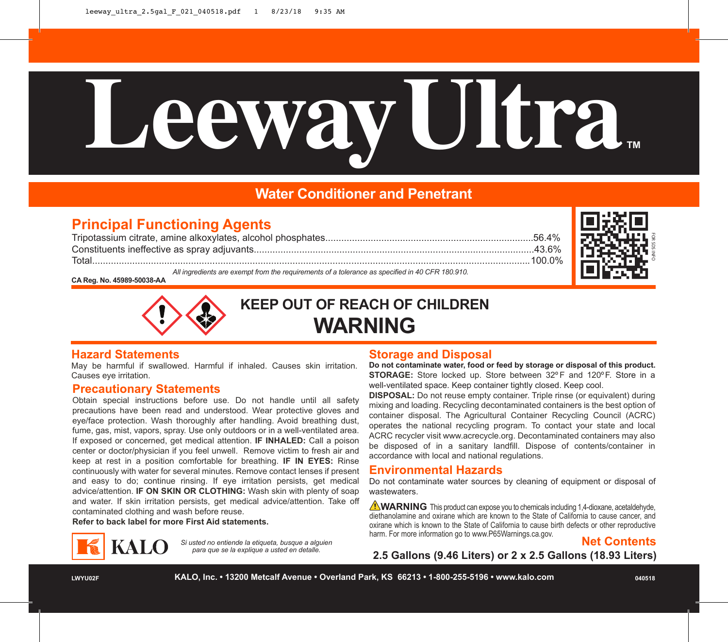# Leeway Ultra™

## Water Conditioner and Penetrant

## Principal Functioning Agents

| | |
|---|---|
| Tripotassium citrate, amine alkoxylates, alcohol phosphates | 56.4% |
| Constituents ineffective as spray adjuvants | 43.6% |
| Total | 100.0% |

*All ingredients are exempt from the requirements of a tolerance as specified in 40 CFR 180.910.*

**CA Reg. No. 45989-50038-AA**

FOR SDS INFO

**KEEP OUT OF REACH OF CHILDREN**

# WARNING

## Hazard Statements

May be harmful if swallowed. Harmful if inhaled. Causes skin irritation. Causes eye irritation.

## Precautionary Statements

Obtain special instructions before use. Do not handle until all safety precautions have been read and understood. Wear protective gloves and eye/face protection. Wash thoroughly after handling. Avoid breathing dust, fume, gas, mist, vapors, spray. Use only outdoors or in a well-ventilated area. If exposed or concerned, get medical attention. **IF INHALED:** Call a poison center or doctor/physician if you feel unwell. Remove victim to fresh air and keep at rest in a position comfortable for breathing. **IF IN EYES:** Rinse continuously with water for several minutes. Remove contact lenses if present and easy to do; continue rinsing. If eye irritation persists, get medical advice/attention. **IF ON SKIN OR CLOTHING:** Wash skin with plenty of soap and water. If skin irritation persists, get medical advice/attention. Take off contaminated clothing and wash before reuse.

**Refer to back label for more First Aid statements.**

KALO

*Si usted no entiende la etiqueta, busque a alguien para que se la explique a usted en detalle.*

## Storage and Disposal

**Do not contaminate water, food or feed by storage or disposal of this product.**

**STORAGE:** Store locked up. Store between 32°F and 120°F. Store in a well-ventilated space. Keep container tightly closed. Keep cool.

**DISPOSAL:** Do not reuse empty container. Triple rinse (or equivalent) during mixing and loading. Recycling decontaminated containers is the best option of container disposal. The Agricultural Container Recycling Council (ACRC) operates the national recycling program. To contact your state and local ACRC recycler visit www.acrecycle.org. Decontaminated containers may also be disposed of in a sanitary landfill. Dispose of contents/container in accordance with local and national regulations.

## Environmental Hazards

Do not contaminate water sources by cleaning of equipment or disposal of wastewaters.

⚠**WARNING** This product can expose you to chemicals including 1,4-dioxane, acetaldehyde, diethanolamine and oxirane which are known to the State of California to cause cancer, and oxirane which is known to the State of California to cause birth defects or other reproductive harm. For more information go to www.P65Warnings.ca.gov.

## Net Contents

**2.5 Gallons (9.46 Liters) or 2 x 2.5 Gallons (18.93 Liters)**

LWYU02F

**KALO, Inc. • 13200 Metcalf Avenue • Overland Park, KS 66213 • 1-800-255-5196 • www.kalo.com**

040518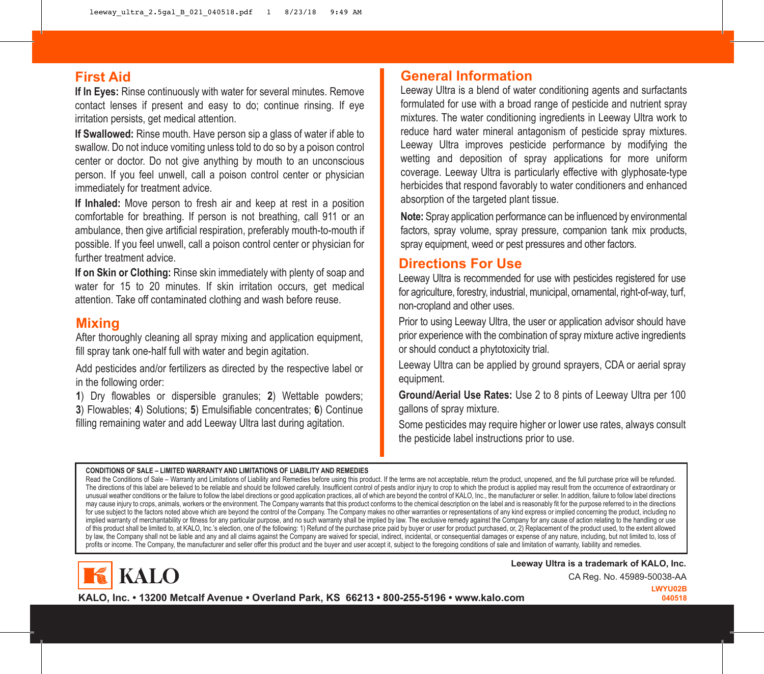## First Aid

**If In Eyes:** Rinse continuously with water for several minutes. Remove contact lenses if present and easy to do; continue rinsing. If eye irritation persists, get medical attention.

**If Swallowed:** Rinse mouth. Have person sip a glass of water if able to swallow. Do not induce vomiting unless told to do so by a poison control center or doctor. Do not give anything by mouth to an unconscious person. If you feel unwell, call a poison control center or physician immediately for treatment advice.

**If Inhaled:** Move person to fresh air and keep at rest in a position comfortable for breathing. If person is not breathing, call 911 or an ambulance, then give artificial respiration, preferably mouth-to-mouth if possible. If you feel unwell, call a poison control center or physician for further treatment advice.

**If on Skin or Clothing:** Rinse skin immediately with plenty of soap and water for 15 to 20 minutes. If skin irritation occurs, get medical attention. Take off contaminated clothing and wash before reuse.

## Mixing

After thoroughly cleaning all spray mixing and application equipment, fill spray tank one-half full with water and begin agitation.

Add pesticides and/or fertilizers as directed by the respective label or in the following order:

**1**) Dry flowables or dispersible granules; **2**) Wettable powders; **3**) Flowables; **4**) Solutions; **5**) Emulsifiable concentrates; **6**) Continue filling remaining water and add Leeway Ultra last during agitation.

## General Information

Leeway Ultra is a blend of water conditioning agents and surfactants formulated for use with a broad range of pesticide and nutrient spray mixtures. The water conditioning ingredients in Leeway Ultra work to reduce hard water mineral antagonism of pesticide spray mixtures. Leeway Ultra improves pesticide performance by modifying the wetting and deposition of spray applications for more uniform coverage. Leeway Ultra is particularly effective with glyphosate-type herbicides that respond favorably to water conditioners and enhanced absorption of the targeted plant tissue.

**Note:** Spray application performance can be influenced by environmental factors, spray volume, spray pressure, companion tank mix products, spray equipment, weed or pest pressures and other factors.

## Directions For Use

Leeway Ultra is recommended for use with pesticides registered for use for agriculture, forestry, industrial, municipal, ornamental, right-of-way, turf, non-cropland and other uses.

Prior to using Leeway Ultra, the user or application advisor should have prior experience with the combination of spray mixture active ingredients or should conduct a phytotoxicity trial.

Leeway Ultra can be applied by ground sprayers, CDA or aerial spray equipment.

**Ground/Aerial Use Rates:** Use 2 to 8 pints of Leeway Ultra per 100 gallons of spray mixture.

Some pesticides may require higher or lower use rates, always consult the pesticide label instructions prior to use.

**CONDITIONS OF SALE – LIMITED WARRANTY AND LIMITATIONS OF LIABILITY AND REMEDIES**

Read the Conditions of Sale – Warranty and Limitations of Liability and Remedies before using this product. If the terms are not acceptable, return the product, unopened, and the full purchase price will be refunded. The directions of this label are believed to be reliable and should be followed carefully. Insufficient control of pests and/or injury to crop to which the product is applied may result from the occurrence of extraordinary or unusual weather conditions or the failure to follow the label directions or good application practices, all of which are beyond the control of KALO, Inc., the manufacturer or seller. In addition, failure to follow label directions may cause injury to crops, animals, workers or the environment. The Company warrants that this product conforms to the chemical description on the label and is reasonably fit for the purpose referred to in the directions for use subject to the factors noted above which are beyond the control of the Company. The Company makes no other warranties or representations of any kind express or implied concerning the product, including no implied warranty of merchantability or fitness for any particular purpose, and no such warranty shall be implied by law. The exclusive remedy against the Company for any cause of action relating to the handling or use of this product shall be limited to, at KALO, Inc.'s election, one of the following: 1) Refund of the purchase price paid by buyer or user for product purchased, or, 2) Replacement of the product used, to the extent allowed by law, the Company shall not be liable and any and all claims against the Company are waived for special, indirect, incidental, or consequential damages or expense of any nature, including, but not limited to, loss of profits or income. The Company, the manufacturer and seller offer this product and the buyer and user accept it, subject to the foregoing conditions of sale and limitation of warranty, liability and remedies.

KALO

**Leeway Ultra is a trademark of KALO, Inc.**

CA Reg. No. 45989-50038-AA

**KALO, Inc. • 13200 Metcalf Avenue • Overland Park, KS 66213 • 800-255-5196 • www.kalo.com**

**LWYU02B**
**040518**